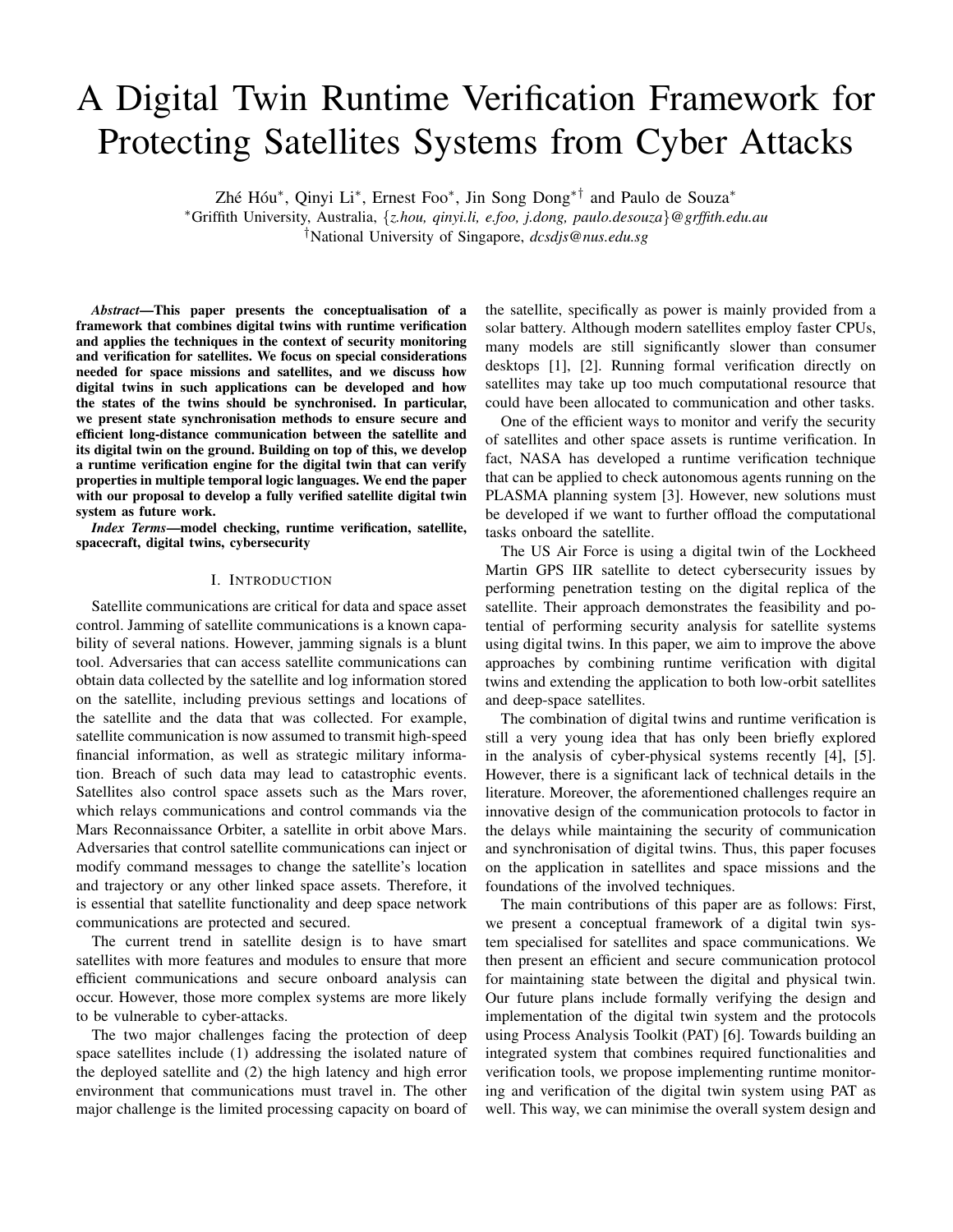# A Digital Twin Runtime Verification Framework for Protecting Satellites Systems from Cyber Attacks

Zhé Hóu*, Qinyi Li*, Ernest Foo*, Jin Song Dong*† and Paulo de Souza*

*Griffith University, Australia, {*z.hou, qinyi.li, e.foo, j.dong, paulo.desouza*}*@grffith.edu.au*

†National University of Singapore, *dcsdjs@nus.edu.sg*

***Abstract*—This paper presents the conceptualisation of a framework that combines digital twins with runtime verification and applies the techniques in the context of security monitoring and verification for satellites. We focus on special considerations needed for space missions and satellites, and we discuss how digital twins in such applications can be developed and how the states of the twins should be synchronised. In particular, we present state synchronisation methods to ensure secure and efficient long-distance communication between the satellite and its digital twin on the ground. Building on top of this, we develop a runtime verification engine for the digital twin that can verify properties in multiple temporal logic languages. We end the paper with our proposal to develop a fully verified satellite digital twin system as future work.**

***Index Terms*—model checking, runtime verification, satellite, spacecraft, digital twins, cybersecurity**

## I. Introduction

Satellite communications are critical for data and space asset control. Jamming of satellite communications is a known capability of several nations. However, jamming signals is a blunt tool. Adversaries that can access satellite communications can obtain data collected by the satellite and log information stored on the satellite, including previous settings and locations of the satellite and the data that was collected. For example, satellite communication is now assumed to transmit high-speed financial information, as well as strategic military information. Breach of such data may lead to catastrophic events. Satellites also control space assets such as the Mars rover, which relays communications and control commands via the Mars Reconnaissance Orbiter, a satellite in orbit above Mars. Adversaries that control satellite communications can inject or modify command messages to change the satellite's location and trajectory or any other linked space assets. Therefore, it is essential that satellite functionality and deep space network communications are protected and secured.

The current trend in satellite design is to have smart satellites with more features and modules to ensure that more efficient communications and secure onboard analysis can occur. However, those more complex systems are more likely to be vulnerable to cyber-attacks.

The two major challenges facing the protection of deep space satellites include (1) addressing the isolated nature of the deployed satellite and (2) the high latency and high error environment that communications must travel in. The other major challenge is the limited processing capacity on board of the satellite, specifically as power is mainly provided from a solar battery. Although modern satellites employ faster CPUs, many models are still significantly slower than consumer desktops [1], [2]. Running formal verification directly on satellites may take up too much computational resource that could have been allocated to communication and other tasks.

One of the efficient ways to monitor and verify the security of satellites and other space assets is runtime verification. In fact, NASA has developed a runtime verification technique that can be applied to check autonomous agents running on the PLASMA planning system [3]. However, new solutions must be developed if we want to further offload the computational tasks onboard the satellite.

The US Air Force is using a digital twin of the Lockheed Martin GPS IIR satellite to detect cybersecurity issues by performing penetration testing on the digital replica of the satellite. Their approach demonstrates the feasibility and potential of performing security analysis for satellite systems using digital twins. In this paper, we aim to improve the above approaches by combining runtime verification with digital twins and extending the application to both low-orbit satellites and deep-space satellites.

The combination of digital twins and runtime verification is still a very young idea that has only been briefly explored in the analysis of cyber-physical systems recently [4], [5]. However, there is a significant lack of technical details in the literature. Moreover, the aforementioned challenges require an innovative design of the communication protocols to factor in the delays while maintaining the security of communication and synchronisation of digital twins. Thus, this paper focuses on the application in satellites and space missions and the foundations of the involved techniques.

The main contributions of this paper are as follows: First, we present a conceptual framework of a digital twin system specialised for satellites and space communications. We then present an efficient and secure communication protocol for maintaining state between the digital and physical twin. Our future plans include formally verifying the design and implementation of the digital twin system and the protocols using Process Analysis Toolkit (PAT) [6]. Towards building an integrated system that combines required functionalities and verification tools, we propose implementing runtime monitoring and verification of the digital twin system using PAT as well. This way, we can minimise the overall system design and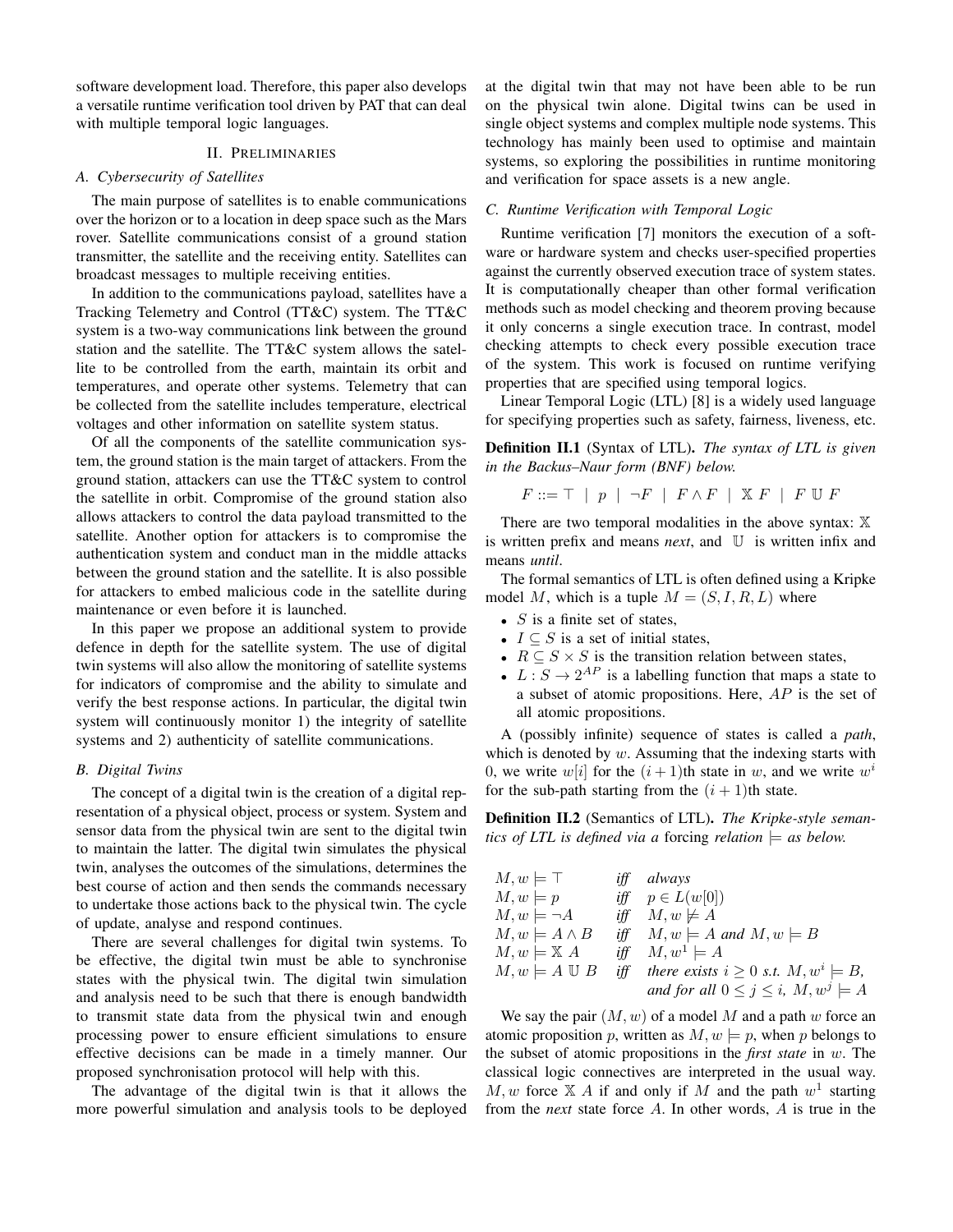software development load. Therefore, this paper also develops a versatile runtime verification tool driven by PAT that can deal with multiple temporal logic languages.

## II. Preliminaries

### A. Cybersecurity of Satellites

The main purpose of satellites is to enable communications over the horizon or to a location in deep space such as the Mars rover. Satellite communications consist of a ground station transmitter, the satellite and the receiving entity. Satellites can broadcast messages to multiple receiving entities.

In addition to the communications payload, satellites have a Tracking Telemetry and Control (TT&C) system. The TT&C system is a two-way communications link between the ground station and the satellite. The TT&C system allows the satellite to be controlled from the earth, maintain its orbit and temperatures, and operate other systems. Telemetry that can be collected from the satellite includes temperature, electrical voltages and other information on satellite system status.

Of all the components of the satellite communication system, the ground station is the main target of attackers. From the ground station, attackers can use the TT&C system to control the satellite in orbit. Compromise of the ground station also allows attackers to control the data payload transmitted to the satellite. Another option for attackers is to compromise the authentication system and conduct man in the middle attacks between the ground station and the satellite. It is also possible for attackers to embed malicious code in the satellite during maintenance or even before it is launched.

In this paper we propose an additional system to provide defence in depth for the satellite system. The use of digital twin systems will also allow the monitoring of satellite systems for indicators of compromise and the ability to simulate and verify the best response actions. In particular, the digital twin system will continuously monitor 1) the integrity of satellite systems and 2) authenticity of satellite communications.

### B. Digital Twins

The concept of a digital twin is the creation of a digital representation of a physical object, process or system. System and sensor data from the physical twin are sent to the digital twin to maintain the latter. The digital twin simulates the physical twin, analyses the outcomes of the simulations, determines the best course of action and then sends the commands necessary to undertake those actions back to the physical twin. The cycle of update, analyse and respond continues.

There are several challenges for digital twin systems. To be effective, the digital twin must be able to synchronise states with the physical twin. The digital twin simulation and analysis need to be such that there is enough bandwidth to transmit state data from the physical twin and enough processing power to ensure efficient simulations to ensure effective decisions can be made in a timely manner. Our proposed synchronisation protocol will help with this.

The advantage of the digital twin is that it allows the more powerful simulation and analysis tools to be deployed at the digital twin that may not have been able to be run on the physical twin alone. Digital twins can be used in single object systems and complex multiple node systems. This technology has mainly been used to optimise and maintain systems, so exploring the possibilities in runtime monitoring and verification for space assets is a new angle.

### C. Runtime Verification with Temporal Logic

Runtime verification [7] monitors the execution of a software or hardware system and checks user-specified properties against the currently observed execution trace of system states. It is computationally cheaper than other formal verification methods such as model checking and theorem proving because it only concerns a single execution trace. In contrast, model checking attempts to check every possible execution trace of the system. This work is focused on runtime verifying properties that are specified using temporal logics.

Linear Temporal Logic (LTL) [8] is a widely used language for specifying properties such as safety, fairness, liveness, etc.

**Definition II.1** (Syntax of LTL). *The syntax of LTL is given in the Backus–Naur form (BNF) below.*

$$F ::= \top \mid p \mid \neg F \mid F \wedge F \mid \mathbb{X}\, F \mid F \,\mathbb{U}\, F$$

There are two temporal modalities in the above syntax: $\mathbb{X}$ is written prefix and means *next*, and $\mathbb{U}$ is written infix and means *until*.

The formal semantics of LTL is often defined using a Kripke model $M$, which is a tuple $M = (S, I, R, L)$ where

- $S$ is a finite set of states,
- $I \subseteq S$ is a set of initial states,
- $R \subseteq S \times S$ is the transition relation between states,
- $L : S \to 2^{AP}$ is a labelling function that maps a state to a subset of atomic propositions. Here, $AP$ is the set of all atomic propositions.

A (possibly infinite) sequence of states is called a *path*, which is denoted by $w$. Assuming that the indexing starts with 0, we write $w[i]$ for the $(i+1)$th state in $w$, and we write $w^i$ for the sub-path starting from the $(i+1)$th state.

**Definition II.2** (Semantics of LTL). *The Kripke-style semantics of LTL is defined via a* forcing *relation* $\models$ *as below.*

| | | |
|---|---|---|
| $M, w \models \top$ | *iff* | *always* |
| $M, w \models p$ | *iff* | $p \in L(w[0])$ |
| $M, w \models \neg A$ | *iff* | $M, w \not\models A$ |
| $M, w \models A \wedge B$ | *iff* | $M, w \models A$ *and* $M, w \models B$ |
| $M, w \models \mathbb{X}\, A$ | *iff* | $M, w^1 \models A$ |
| $M, w \models A \,\mathbb{U}\, B$ | *iff* | *there exists* $i \geq 0$ *s.t.* $M, w^i \models B$, *and for all* $0 \leq j \leq i$, $M, w^j \models A$ |

We say the pair $(M, w)$ of a model $M$ and a path $w$ force an atomic proposition $p$, written as $M, w \models p$, when $p$ belongs to the subset of atomic propositions in the *first state* in $w$. The classical logic connectives are interpreted in the usual way. $M, w$ force $\mathbb{X}\, A$ if and only if $M$ and the path $w^1$ starting from the *next* state force $A$. In other words, $A$ is true in the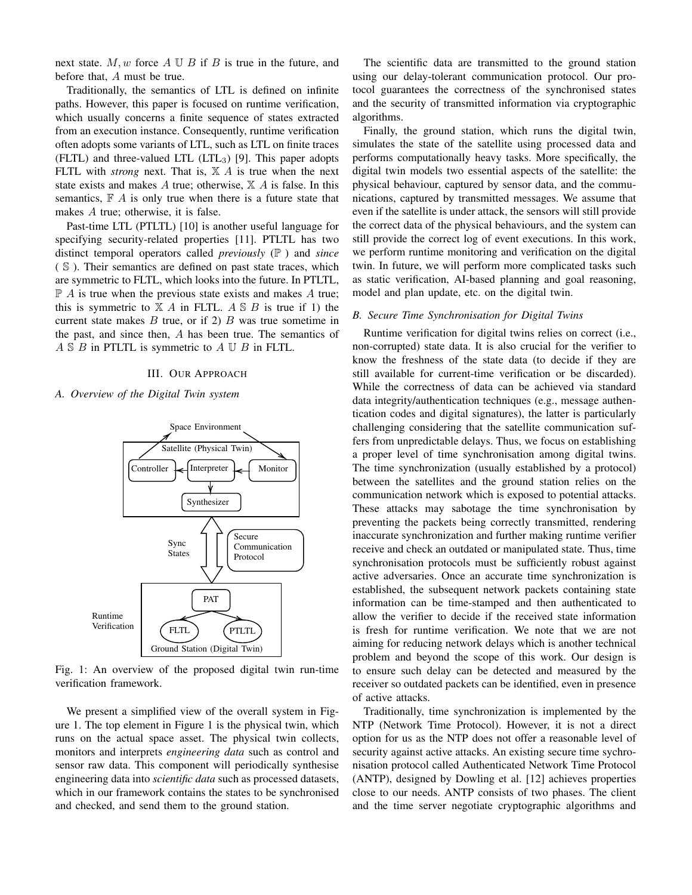next state. $M, w$ force $A \mathbb{U} B$ if $B$ is true in the future, and before that, $A$ must be true.

Traditionally, the semantics of LTL is defined on infinite paths. However, this paper is focused on runtime verification, which usually concerns a finite sequence of states extracted from an execution instance. Consequently, runtime verification often adopts some variants of LTL, such as LTL on finite traces (FLTL) and three-valued LTL ($\text{LTL}_3$) [9]. This paper adopts FLTL with *strong* next. That is, $\mathbb{X} A$ is true when the next state exists and makes $A$ true; otherwise, $\mathbb{X} A$ is false. In this semantics, $\mathbb{F} A$ is only true when there is a future state that makes $A$ true; otherwise, it is false.

Past-time LTL (PTLTL) [10] is another useful language for specifying security-related properties [11]. PTLTL has two distinct temporal operators called *previously* ($\mathbb{P}$) and *since* ($\mathbb{S}$). Their semantics are defined on past state traces, which are symmetric to FLTL, which looks into the future. In PTLTL, $\mathbb{P} A$ is true when the previous state exists and makes $A$ true; this is symmetric to $\mathbb{X} A$ in FLTL. $A \mathbb{S} B$ is true if 1) the current state makes $B$ true, or if 2) $B$ was true sometime in the past, and since then, $A$ has been true. The semantics of $A \mathbb{S} B$ in PTLTL is symmetric to $A \mathbb{U} B$ in FLTL.

## III. Our Approach

### A. Overview of the Digital Twin system

Fig. 1: An overview of the proposed digital twin run-time verification framework.

We present a simplified view of the overall system in Figure 1. The top element in Figure 1 is the physical twin, which runs on the actual space asset. The physical twin collects, monitors and interprets *engineering data* such as control and sensor raw data. This component will periodically synthesise engineering data into *scientific data* such as processed datasets, which in our framework contains the states to be synchronised and checked, and send them to the ground station.

The scientific data are transmitted to the ground station using our delay-tolerant communication protocol. Our protocol guarantees the correctness of the synchronised states and the security of transmitted information via cryptographic algorithms.

Finally, the ground station, which runs the digital twin, simulates the state of the satellite using processed data and performs computationally heavy tasks. More specifically, the digital twin models two essential aspects of the satellite: the physical behaviour, captured by sensor data, and the communications, captured by transmitted messages. We assume that even if the satellite is under attack, the sensors will still provide the correct data of the physical behaviours, and the system can still provide the correct log of event executions. In this work, we perform runtime monitoring and verification on the digital twin. In future, we will perform more complicated tasks such as static verification, AI-based planning and goal reasoning, model and plan update, etc. on the digital twin.

### B. Secure Time Synchronisation for Digital Twins

Runtime verification for digital twins relies on correct (i.e., non-corrupted) state data. It is also crucial for the verifier to know the freshness of the state data (to decide if they are still available for current-time verification or be discarded). While the correctness of data can be achieved via standard data integrity/authentication techniques (e.g., message authentication codes and digital signatures), the latter is particularly challenging considering that the satellite communication suffers from unpredictable delays. Thus, we focus on establishing a proper level of time synchronisation among digital twins. The time synchronization (usually established by a protocol) between the satellites and the ground station relies on the communication network which is exposed to potential attacks. These attacks may sabotage the time synchronisation by preventing the packets being correctly transmitted, rendering inaccurate synchronization and further making runtime verifier receive and check an outdated or manipulated state. Thus, time synchronisation protocols must be sufficiently robust against active adversaries. Once an accurate time synchronization is established, the subsequent network packets containing state information can be time-stamped and then authenticated to allow the verifier to decide if the received state information is fresh for runtime verification. We note that we are not aiming for reducing network delays which is another technical problem and beyond the scope of this work. Our design is to ensure such delay can be detected and measured by the receiver so outdated packets can be identified, even in presence of active attacks.

Traditionally, time synchronization is implemented by the NTP (Network Time Protocol). However, it is not a direct option for us as the NTP does not offer a reasonable level of security against active attacks. An existing secure time sychronisation protocol called Authenticated Network Time Protocol (ANTP), designed by Dowling et al. [12] achieves properties close to our needs. ANTP consists of two phases. The client and the time server negotiate cryptographic algorithms and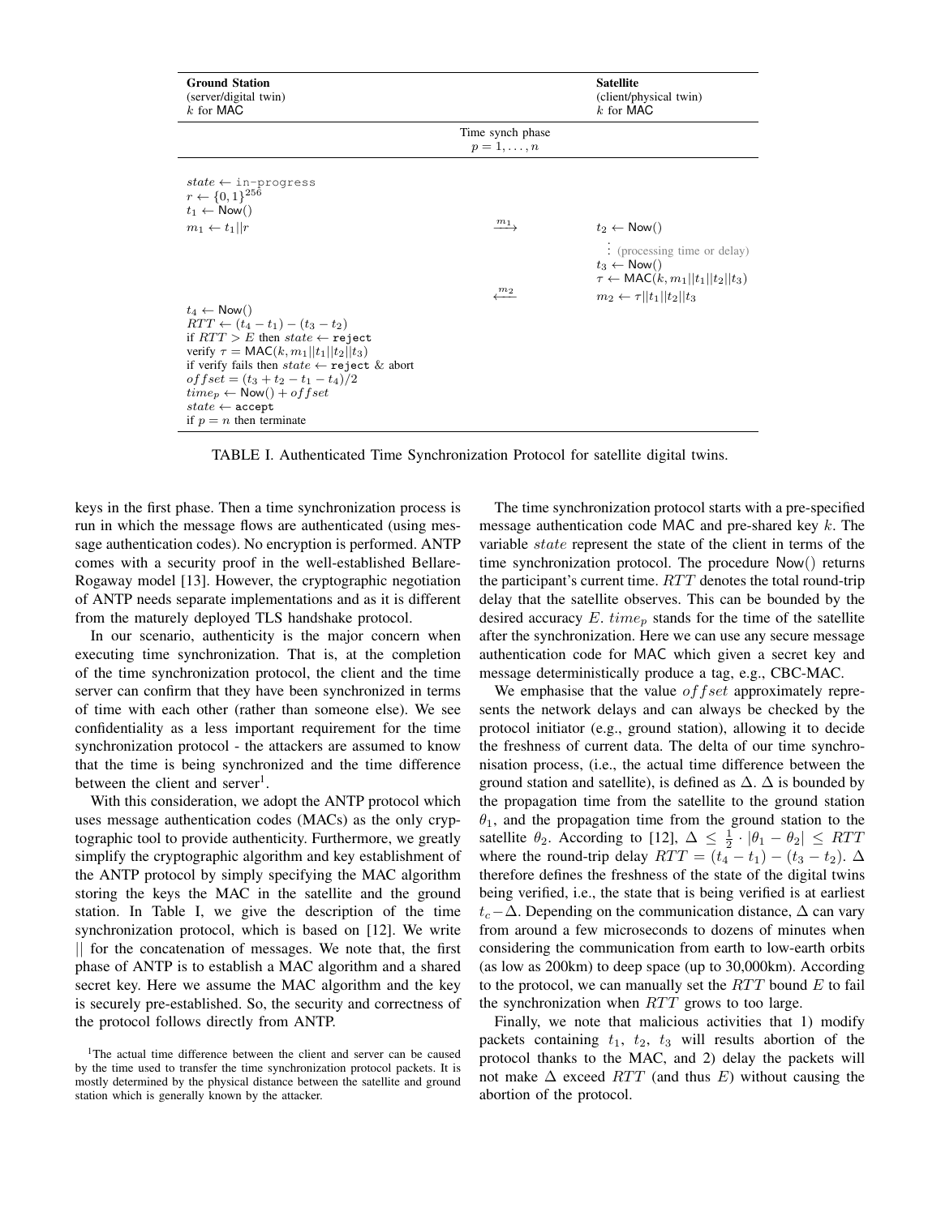| Ground Station (server/digital twin) $k$ for MAC | | Satellite (client/physical twin) $k$ for MAC |
|---|---|---|
| | Time synch phase $p = 1, \ldots, n$ | |
| $state \leftarrow$ in-progress<br>$r \leftarrow \{0,1\}^{256}$<br>$t_1 \leftarrow \mathsf{Now}()$<br>$m_1 \leftarrow t_1 \| r$ | $\xrightarrow{m_1}$ | $t_2 \leftarrow \mathsf{Now}()$<br>$\vdots$ (processing time or delay)<br>$t_3 \leftarrow \mathsf{Now}()$<br>$\tau \leftarrow \mathsf{MAC}(k, m_1 \| t_1 \| t_2 \| t_3)$ |
| | $\xleftarrow{m_2}$ | $m_2 \leftarrow \tau \| t_1 \| t_2 \| t_3$ |
| $t_4 \leftarrow \mathsf{Now}()$<br>$RTT \leftarrow (t_4 - t_1) - (t_3 - t_2)$<br>if $RTT > E$ then $state \leftarrow$ reject<br>verify $\tau = \mathsf{MAC}(k, m_1 \| t_1 \| t_2 \| t_3)$<br>if verify fails then $state \leftarrow$ reject & abort<br>$offset = (t_3 + t_2 - t_1 - t_4)/2$<br>$time_p \leftarrow \mathsf{Now}() + offset$<br>$state \leftarrow$ accept<br>if $p = n$ then terminate | | |

TABLE I. Authenticated Time Synchronization Protocol for satellite digital twins.

keys in the first phase. Then a time synchronization process is run in which the message flows are authenticated (using message authentication codes). No encryption is performed. ANTP comes with a security proof in the well-established Bellare-Rogaway model [13]. However, the cryptographic negotiation of ANTP needs separate implementations and as it is different from the maturely deployed TLS handshake protocol.

In our scenario, authenticity is the major concern when executing time synchronization. That is, at the completion of the time synchronization protocol, the client and the time server can confirm that they have been synchronized in terms of time with each other (rather than someone else). We see confidentiality as a less important requirement for the time synchronization protocol - the attackers are assumed to know that the time is being synchronized and the time difference between the client and server[1].

With this consideration, we adopt the ANTP protocol which uses message authentication codes (MACs) as the only cryptographic tool to provide authenticity. Furthermore, we greatly simplify the cryptographic algorithm and key establishment of the ANTP protocol by simply specifying the MAC algorithm storing the keys the MAC in the satellite and the ground station. In Table I, we give the description of the time synchronization protocol, which is based on [12]. We write || for the concatenation of messages. We note that, the first phase of ANTP is to establish a MAC algorithm and a shared secret key. Here we assume the MAC algorithm and the key is securely pre-established. So, the security and correctness of the protocol follows directly from ANTP.

[1]The actual time difference between the client and server can be caused by the time used to transfer the time synchronization protocol packets. It is mostly determined by the physical distance between the satellite and ground station which is generally known by the attacker.

The time synchronization protocol starts with a pre-specified message authentication code MAC and pre-shared key $k$. The variable $state$ represent the state of the client in terms of the time synchronization protocol. The procedure Now() returns the participant's current time. $RTT$ denotes the total round-trip delay that the satellite observes. This can be bounded by the desired accuracy $E$. $time_p$ stands for the time of the satellite after the synchronization. Here we can use any secure message authentication code for MAC which given a secret key and message deterministically produce a tag, e.g., CBC-MAC.

We emphasise that the value $offset$ approximately represents the network delays and can always be checked by the protocol initiator (e.g., ground station), allowing it to decide the freshness of current data. The delta of our time synchronisation process, (i.e., the actual time difference between the ground station and satellite), is defined as $\Delta$. $\Delta$ is bounded by the propagation time from the satellite to the ground station $\theta_1$, and the propagation time from the ground station to the satellite $\theta_2$. According to [12], $\Delta \leq \frac{1}{2} \cdot |\theta_1 - \theta_2| \leq RTT$ where the round-trip delay $RTT = (t_4 - t_1) - (t_3 - t_2)$. $\Delta$ therefore defines the freshness of the state of the digital twins being verified, i.e., the state that is being verified is at earliest $t_c - \Delta$. Depending on the communication distance, $\Delta$ can vary from around a few microseconds to dozens of minutes when considering the communication from earth to low-earth orbits (as low as 200km) to deep space (up to 30,000km). According to the protocol, we can manually set the $RTT$ bound $E$ to fail the synchronization when $RTT$ grows to too large.

Finally, we note that malicious activities that 1) modify packets containing $t_1$, $t_2$, $t_3$ will results abortion of the protocol thanks to the MAC, and 2) delay the packets will not make $\Delta$ exceed $RTT$ (and thus $E$) without causing the abortion of the protocol.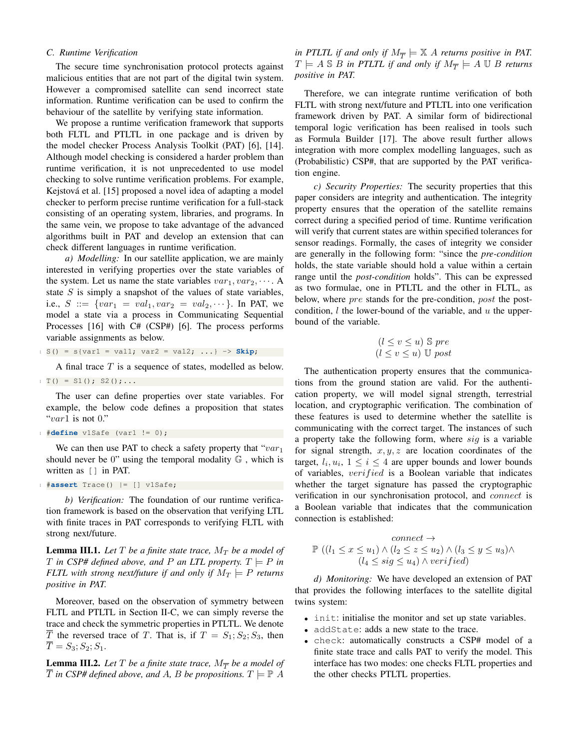### C. Runtime Verification

The secure time synchronisation protocol protects against malicious entities that are not part of the digital twin system. However a compromised satellite can send incorrect state information. Runtime verification can be used to confirm the behaviour of the satellite by verifying state information.

We propose a runtime verification framework that supports both FLTL and PTLTL in one package and is driven by the model checker Process Analysis Toolkit (PAT) [6], [14]. Although model checking is considered a harder problem than runtime verification, it is not unprecedented to use model checking to solve runtime verification problems. For example, Kejstová et al. [15] proposed a novel idea of adapting a model checker to perform precise runtime verification for a full-stack consisting of an operating system, libraries, and programs. In the same vein, we propose to take advantage of the advanced algorithms built in PAT and develop an extension that can check different languages in runtime verification.

*a) Modelling:* In our satellite application, we are mainly interested in verifying properties over the state variables of the system. Let us name the state variables $var_1, var_2, \cdots$. A state $S$ is simply a snapshot of the values of state variables, i.e., $S ::= \{var_1 = val_1, var_2 = val_2, \cdots\}$. In PAT, we model a state via a process in Communicating Sequential Processes [16] with C# (CSP#) [6]. The process performs variable assignments as below.

```
S() = s{var1 = val1; var2 = val2; ...} -> Skip;
```

A final trace $T$ is a sequence of states, modelled as below.

```
T() = S1(); S2();...
```

The user can define properties over state variables. For example, the below code defines a proposition that states "$var1$ is not 0."

```
#define v1Safe (var1 != 0);
```

We can then use PAT to check a safety property that "$var_1$ should never be 0" using the temporal modality $\mathbb{G}$ , which is written as `[]` in PAT.

```
#assert Trace() |= [] v1Safe;
```

*b) Verification:* The foundation of our runtime verification framework is based on the observation that verifying LTL with finite traces in PAT corresponds to verifying FLTL with strong next/future.

**Lemma III.1.** *Let $T$ be a finite state trace, $M_T$ be a model of $T$ in CSP# defined above, and $P$ an LTL property. $T \models P$ in FLTL with strong next/future if and only if $M_T \models P$ returns positive in PAT.*

Moreover, based on the observation of symmetry between FLTL and PTLTL in Section II-C, we can simply reverse the trace and check the symmetric properties in PTLTL. We denote $\overline{T}$ the reversed trace of $T$. That is, if $T = S_1; S_2; S_3$, then $\overline{T} = S_3; S_2; S_1$.

**Lemma III.2.** *Let $T$ be a finite state trace, $M_{\overline{T}}$ be a model of $\overline{T}$ in CSP# defined above, and $A$, $B$ be propositions. $T \models \mathbb{P}\ A$ in PTLTL if and only if $M_{\overline{T}} \models \mathbb{X}\ A$ returns positive in PAT. $T \models A\ \mathbb{S}\ B$ in PTLTL if and only if $M_{\overline{T}} \models A\ \mathbb{U}\ B$ returns positive in PAT.*

Therefore, we can integrate runtime verification of both FLTL with strong next/future and PTLTL into one verification framework driven by PAT. A similar form of bidirectional temporal logic verification has been realised in tools such as Formula Builder [17]. The above result further allows integration with more complex modelling languages, such as (Probabilistic) CSP#, that are supported by the PAT verification engine.

*c) Security Properties:* The security properties that this paper considers are integrity and authentication. The integrity property ensures that the operation of the satellite remains correct during a specified period of time. Runtime verification will verify that current states are within specified tolerances for sensor readings. Formally, the cases of integrity we consider are generally in the following form: "since the *pre-condition* holds, the state variable should hold a value within a certain range until the *post-condition* holds". This can be expressed as two formulae, one in PTLTL and the other in FLTL, as below, where $pre$ stands for the pre-condition, $post$ the post-condition, $l$ the lower-bound of the variable, and $u$ the upper-bound of the variable.

$$(l \leq v \leq u)\ \mathbb{S}\ pre$$
$$(l \leq v \leq u)\ \mathbb{U}\ post$$

The authentication property ensures that the communications from the ground station are valid. For the authentication property, we will model signal strength, terrestrial location, and cryptographic verification. The combination of these features is used to determine whether the satellite is communicating with the correct target. The instances of such a property take the following form, where $sig$ is a variable for signal strength, $x, y, z$ are location coordinates of the target, $l_i, u_i$, $1 \leq i \leq 4$ are upper bounds and lower bounds of variables, $verified$ is a Boolean variable that indicates whether the target signature has passed the cryptographic verification in our synchronisation protocol, and $connect$ is a Boolean variable that indicates that the communication connection is established:

$$connect \rightarrow$$
$$\mathbb{P}\ ((l_1 \leq x \leq u_1) \wedge (l_2 \leq z \leq u_2) \wedge (l_3 \leq y \leq u_3) \wedge$$
$$(l_4 \leq sig \leq u_4) \wedge verified)$$

*d) Monitoring:* We have developed an extension of PAT that provides the following interfaces to the satellite digital twins system:

- `init`: initialise the monitor and set up state variables.
- `addState`: adds a new state to the trace.
- `check`: automatically constructs a CSP# model of a finite state trace and calls PAT to verify the model. This interface has two modes: one checks FLTL properties and the other checks PTLTL properties.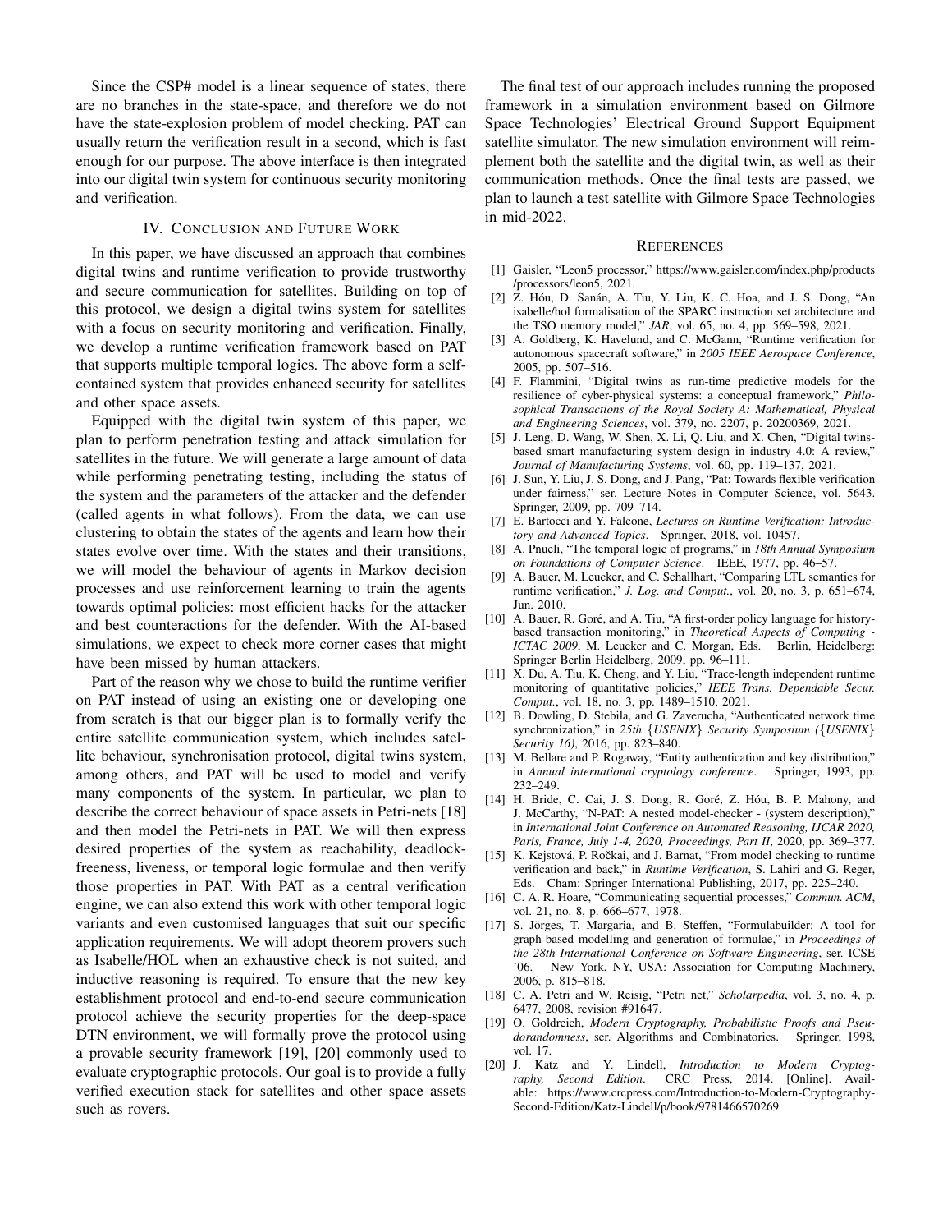Since the CSP# model is a linear sequence of states, there are no branches in the state-space, and therefore we do not have the state-explosion problem of model checking. PAT can usually return the verification result in a second, which is fast enough for our purpose. The above interface is then integrated into our digital twin system for continuous security monitoring and verification.

## IV. Conclusion and Future Work

In this paper, we have discussed an approach that combines digital twins and runtime verification to provide trustworthy and secure communication for satellites. Building on top of this protocol, we design a digital twins system for satellites with a focus on security monitoring and verification. Finally, we develop a runtime verification framework based on PAT that supports multiple temporal logics. The above form a self-contained system that provides enhanced security for satellites and other space assets.

Equipped with the digital twin system of this paper, we plan to perform penetration testing and attack simulation for satellites in the future. We will generate a large amount of data while performing penetrating testing, including the status of the system and the parameters of the attacker and the defender (called agents in what follows). From the data, we can use clustering to obtain the states of the agents and learn how their states evolve over time. With the states and their transitions, we will model the behaviour of agents in Markov decision processes and use reinforcement learning to train the agents towards optimal policies: most efficient hacks for the attacker and best counteractions for the defender. With the AI-based simulations, we expect to check more corner cases that might have been missed by human attackers.

Part of the reason why we chose to build the runtime verifier on PAT instead of using an existing one or developing one from scratch is that our bigger plan is to formally verify the entire satellite communication system, which includes satellite behaviour, synchronisation protocol, digital twins system, among others, and PAT will be used to model and verify many components of the system. In particular, we plan to describe the correct behaviour of space assets in Petri-nets [18] and then model the Petri-nets in PAT. We will then express desired properties of the system as reachability, deadlock-freeness, liveness, or temporal logic formulae and then verify those properties in PAT. With PAT as a central verification engine, we can also extend this work with other temporal logic variants and even customised languages that suit our specific application requirements. We will adopt theorem provers such as Isabelle/HOL when an exhaustive check is not suited, and inductive reasoning is required. To ensure that the new key establishment protocol and end-to-end secure communication protocol achieve the security properties for the deep-space DTN environment, we will formally prove the protocol using a provable security framework [19], [20] commonly used to evaluate cryptographic protocols. Our goal is to provide a fully verified execution stack for satellites and other space assets such as rovers.

The final test of our approach includes running the proposed framework in a simulation environment based on Gilmore Space Technologies' Electrical Ground Support Equipment satellite simulator. The new simulation environment will reimplement both the satellite and the digital twin, as well as their communication methods. Once the final tests are passed, we plan to launch a test satellite with Gilmore Space Technologies in mid-2022.

## References

[1] Gaisler, "Leon5 processor," https://www.gaisler.com/index.php/products/processors/leon5, 2021.

[2] Z. Hóu, D. Sanán, A. Tiu, Y. Liu, K. C. Hoa, and J. S. Dong, "An isabelle/hol formalisation of the SPARC instruction set architecture and the TSO memory model," *JAR*, vol. 65, no. 4, pp. 569–598, 2021.

[3] A. Goldberg, K. Havelund, and C. McGann, "Runtime verification for autonomous spacecraft software," in *2005 IEEE Aerospace Conference*, 2005, pp. 507–516.

[4] F. Flammini, "Digital twins as run-time predictive models for the resilience of cyber-physical systems: a conceptual framework," *Philosophical Transactions of the Royal Society A: Mathematical, Physical and Engineering Sciences*, vol. 379, no. 2207, p. 20200369, 2021.

[5] J. Leng, D. Wang, W. Shen, X. Li, Q. Liu, and X. Chen, "Digital twins-based smart manufacturing system design in industry 4.0: A review," *Journal of Manufacturing Systems*, vol. 60, pp. 119–137, 2021.

[6] J. Sun, Y. Liu, J. S. Dong, and J. Pang, "Pat: Towards flexible verification under fairness," ser. Lecture Notes in Computer Science, vol. 5643. Springer, 2009, pp. 709–714.

[7] E. Bartocci and Y. Falcone, *Lectures on Runtime Verification: Introductory and Advanced Topics*. Springer, 2018, vol. 10457.

[8] A. Pnueli, "The temporal logic of programs," in *18th Annual Symposium on Foundations of Computer Science*. IEEE, 1977, pp. 46–57.

[9] A. Bauer, M. Leucker, and C. Schallhart, "Comparing LTL semantics for runtime verification," *J. Log. and Comput.*, vol. 20, no. 3, p. 651–674, Jun. 2010.

[10] A. Bauer, R. Goré, and A. Tiu, "A first-order policy language for history-based transaction monitoring," in *Theoretical Aspects of Computing - ICTAC 2009*, M. Leucker and C. Morgan, Eds. Berlin, Heidelberg: Springer Berlin Heidelberg, 2009, pp. 96–111.

[11] X. Du, A. Tiu, K. Cheng, and Y. Liu, "Trace-length independent runtime monitoring of quantitative policies," *IEEE Trans. Dependable Secur. Comput.*, vol. 18, no. 3, pp. 1489–1510, 2021.

[12] B. Dowling, D. Stebila, and G. Zaverucha, "Authenticated network time synchronization," in *25th {USENIX} Security Symposium ({USENIX} Security 16)*, 2016, pp. 823–840.

[13] M. Bellare and P. Rogaway, "Entity authentication and key distribution," in *Annual international cryptology conference*. Springer, 1993, pp. 232–249.

[14] H. Bride, C. Cai, J. S. Dong, R. Goré, Z. Hóu, B. P. Mahony, and J. McCarthy, "N-PAT: A nested model-checker - (system description)," in *International Joint Conference on Automated Reasoning, IJCAR 2020, Paris, France, July 1-4, 2020, Proceedings, Part II*, 2020, pp. 369–377.

[15] K. Kejstová, P. Ročkai, and J. Barnat, "From model checking to runtime verification and back," in *Runtime Verification*, S. Lahiri and G. Reger, Eds. Cham: Springer International Publishing, 2017, pp. 225–240.

[16] C. A. R. Hoare, "Communicating sequential processes," *Commun. ACM*, vol. 21, no. 8, p. 666–677, 1978.

[17] S. Jörges, T. Margaria, and B. Steffen, "Formulabuilder: A tool for graph-based modelling and generation of formulae," in *Proceedings of the 28th International Conference on Software Engineering*, ser. ICSE '06. New York, NY, USA: Association for Computing Machinery, 2006, p. 815–818.

[18] C. A. Petri and W. Reisig, "Petri net," *Scholarpedia*, vol. 3, no. 4, p. 6477, 2008, revision #91647.

[19] O. Goldreich, *Modern Cryptography, Probabilistic Proofs and Pseudorandomness*, ser. Algorithms and Combinatorics. Springer, 1998, vol. 17.

[20] J. Katz and Y. Lindell, *Introduction to Modern Cryptography, Second Edition*. CRC Press, 2014. [Online]. Available: https://www.crcpress.com/Introduction-to-Modern-Cryptography-Second-Edition/Katz-Lindell/p/book/9781466570269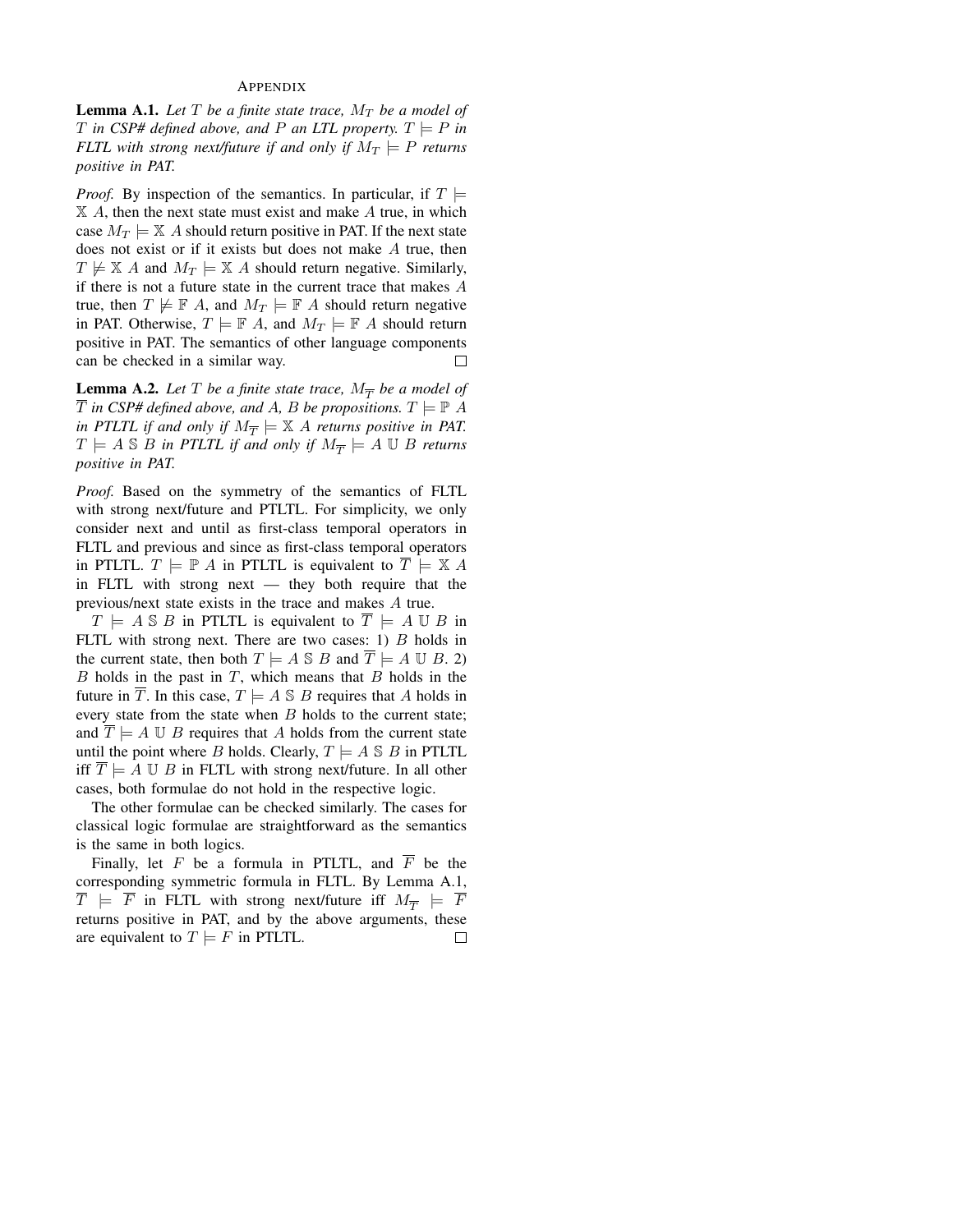## Appendix

**Lemma A.1.** *Let $T$ be a finite state trace, $M_T$ be a model of $T$ in CSP# defined above, and $P$ an LTL property. $T \models P$ in FLTL with strong next/future if and only if $M_T \models P$ returns positive in PAT.*

*Proof.* By inspection of the semantics. In particular, if $T \models \mathbb{X}\ A$, then the next state must exist and make $A$ true, in which case $M_T \models \mathbb{X}\ A$ should return positive in PAT. If the next state does not exist or if it exists but does not make $A$ true, then $T \not\models \mathbb{X}\ A$ and $M_T \models \mathbb{X}\ A$ should return negative. Similarly, if there is not a future state in the current trace that makes $A$ true, then $T \not\models \mathbb{F}\ A$, and $M_T \models \mathbb{F}\ A$ should return negative in PAT. Otherwise, $T \models \mathbb{F}\ A$, and $M_T \models \mathbb{F}\ A$ should return positive in PAT. The semantics of other language components can be checked in a similar way. □

**Lemma A.2.** *Let $T$ be a finite state trace, $M_{\overline{T}}$ be a model of $\overline{T}$ in CSP# defined above, and $A$, $B$ be propositions. $T \models \mathbb{P}\ A$ in PTLTL if and only if $M_{\overline{T}} \models \mathbb{X}\ A$ returns positive in PAT. $T \models A\ \mathbb{S}\ B$ in PTLTL if and only if $M_{\overline{T}} \models A\ \mathbb{U}\ B$ returns positive in PAT.*

*Proof.* Based on the symmetry of the semantics of FLTL with strong next/future and PTLTL. For simplicity, we only consider next and until as first-class temporal operators in FLTL and previous and since as first-class temporal operators in PTLTL. $T \models \mathbb{P}\ A$ in PTLTL is equivalent to $\overline{T} \models \mathbb{X}\ A$ in FLTL with strong next — they both require that the previous/next state exists in the trace and makes $A$ true.

$T \models A\ \mathbb{S}\ B$ in PTLTL is equivalent to $\overline{T} \models A\ \mathbb{U}\ B$ in FLTL with strong next. There are two cases: 1) $B$ holds in the current state, then both $T \models A\ \mathbb{S}\ B$ and $\overline{T} \models A\ \mathbb{U}\ B$. 2) $B$ holds in the past in $T$, which means that $B$ holds in the future in $\overline{T}$. In this case, $T \models A\ \mathbb{S}\ B$ requires that $A$ holds in every state from the state when $B$ holds to the current state; and $\overline{T} \models A\ \mathbb{U}\ B$ requires that $A$ holds from the current state until the point where $B$ holds. Clearly, $T \models A\ \mathbb{S}\ B$ in PTLTL iff $\overline{T} \models A\ \mathbb{U}\ B$ in FLTL with strong next/future. In all other cases, both formulae do not hold in the respective logic.

The other formulae can be checked similarly. The cases for classical logic formulae are straightforward as the semantics is the same in both logics.

Finally, let $F$ be a formula in PTLTL, and $\overline{F}$ be the corresponding symmetric formula in FLTL. By Lemma A.1, $\overline{T} \models \overline{F}$ in FLTL with strong next/future iff $M_{\overline{T}} \models \overline{F}$ returns positive in PAT, and by the above arguments, these are equivalent to $T \models F$ in PTLTL. □